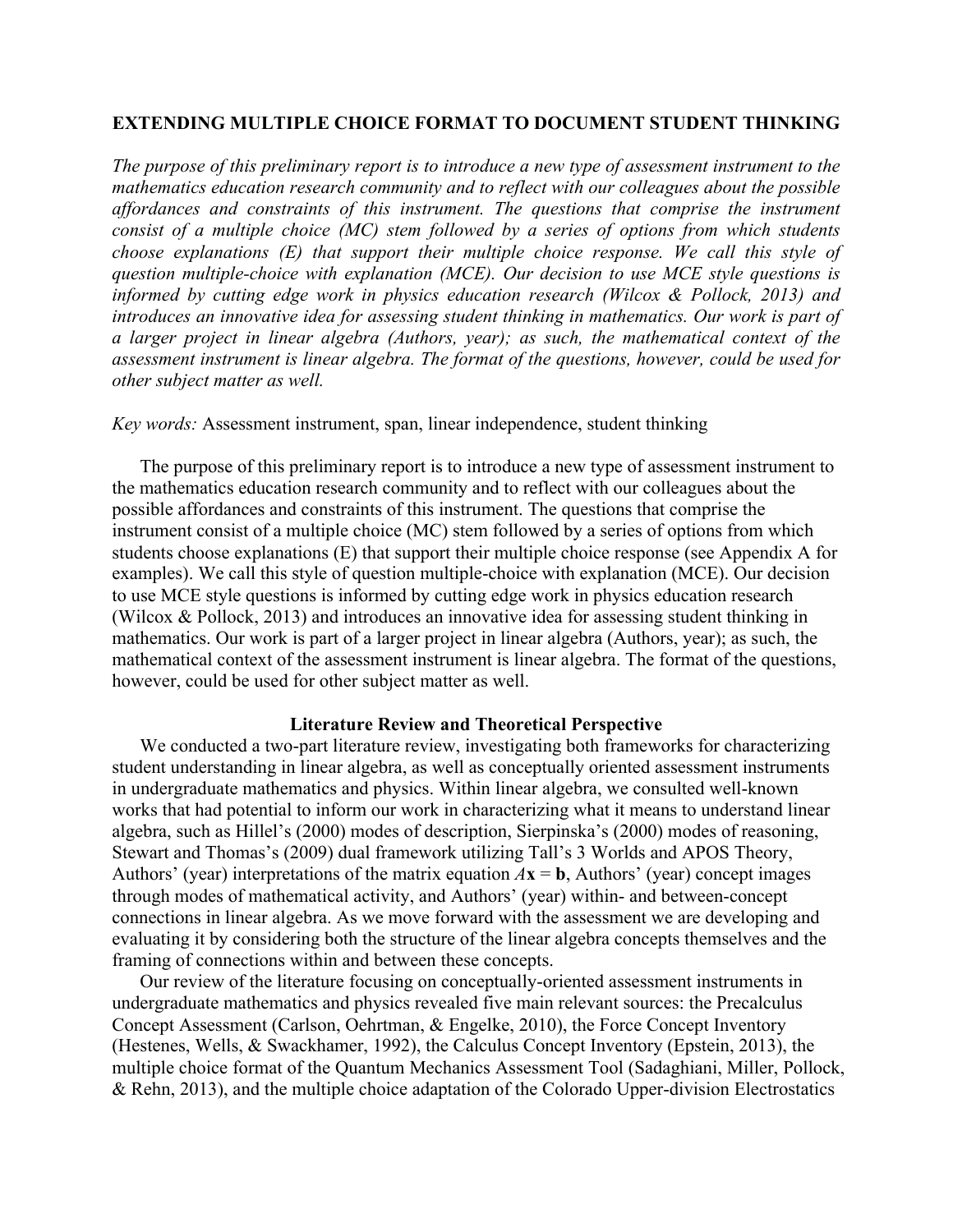# EXTENDING MULTIPLE CHOICE FORMAT TO DOCUMENT STUDENT THINKING

*The purpose of this preliminary report is to introduce a new type of assessment instrument to the mathematics education research community and to reflect with our colleagues about the possible affordances and constraints of this instrument. The questions that comprise the instrument consist of a multiple choice (MC) stem followed by a series of options from which students choose explanations (E) that support their multiple choice response. We call this style of question multiple-choice with explanation (MCE). Our decision to use MCE style questions is informed by cutting edge work in physics education research (Wilcox & Pollock, 2013) and introduces an innovative idea for assessing student thinking in mathematics. Our work is part of a larger project in linear algebra (Authors, year); as such, the mathematical context of the assessment instrument is linear algebra. The format of the questions, however, could be used for other subject matter as well.*

*Key words:* Assessment instrument, span, linear independence, student thinking

The purpose of this preliminary report is to introduce a new type of assessment instrument to the mathematics education research community and to reflect with our colleagues about the possible affordances and constraints of this instrument. The questions that comprise the instrument consist of a multiple choice (MC) stem followed by a series of options from which students choose explanations (E) that support their multiple choice response (see Appendix A for examples). We call this style of question multiple-choice with explanation (MCE). Our decision to use MCE style questions is informed by cutting edge work in physics education research (Wilcox & Pollock, 2013) and introduces an innovative idea for assessing student thinking in mathematics. Our work is part of a larger project in linear algebra (Authors, year); as such, the mathematical context of the assessment instrument is linear algebra. The format of the questions, however, could be used for other subject matter as well.

## Literature Review and Theoretical Perspective

We conducted a two-part literature review, investigating both frameworks for characterizing student understanding in linear algebra, as well as conceptually oriented assessment instruments in undergraduate mathematics and physics. Within linear algebra, we consulted well-known works that had potential to inform our work in characterizing what it means to understand linear algebra, such as Hillel's (2000) modes of description, Sierpinska's (2000) modes of reasoning, Stewart and Thomas's (2009) dual framework utilizing Tall's 3 Worlds and APOS Theory, Authors' (year) interpretations of the matrix equation $A\mathbf{x} = \mathbf{b}$, Authors' (year) concept images through modes of mathematical activity, and Authors' (year) within- and between-concept connections in linear algebra. As we move forward with the assessment we are developing and evaluating it by considering both the structure of the linear algebra concepts themselves and the framing of connections within and between these concepts.

Our review of the literature focusing on conceptually-oriented assessment instruments in undergraduate mathematics and physics revealed five main relevant sources: the Precalculus Concept Assessment (Carlson, Oehrtman, & Engelke, 2010), the Force Concept Inventory (Hestenes, Wells, & Swackhamer, 1992), the Calculus Concept Inventory (Epstein, 2013), the multiple choice format of the Quantum Mechanics Assessment Tool (Sadaghiani, Miller, Pollock, & Rehn, 2013), and the multiple choice adaptation of the Colorado Upper-division Electrostatics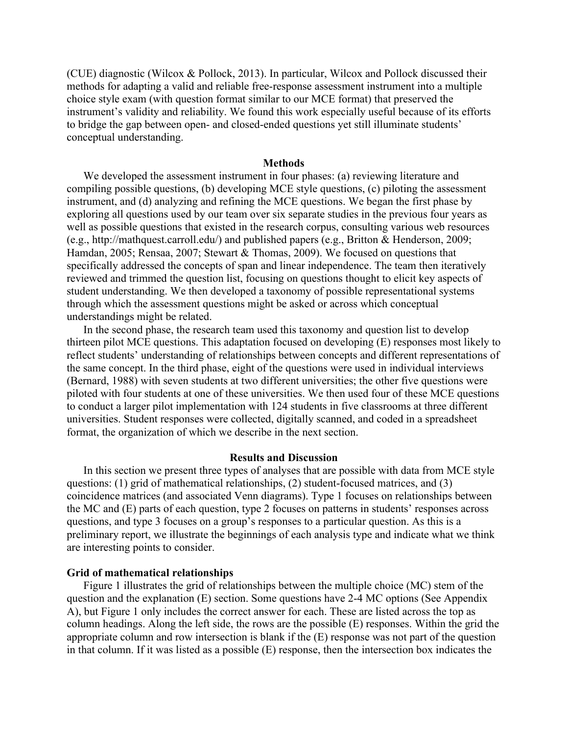(CUE) diagnostic (Wilcox & Pollock, 2013). In particular, Wilcox and Pollock discussed their methods for adapting a valid and reliable free-response assessment instrument into a multiple choice style exam (with question format similar to our MCE format) that preserved the instrument's validity and reliability. We found this work especially useful because of its efforts to bridge the gap between open- and closed-ended questions yet still illuminate students' conceptual understanding.

## Methods

We developed the assessment instrument in four phases: (a) reviewing literature and compiling possible questions, (b) developing MCE style questions, (c) piloting the assessment instrument, and (d) analyzing and refining the MCE questions. We began the first phase by exploring all questions used by our team over six separate studies in the previous four years as well as possible questions that existed in the research corpus, consulting various web resources (e.g., http://mathquest.carroll.edu/) and published papers (e.g., Britton & Henderson, 2009; Hamdan, 2005; Rensaa, 2007; Stewart & Thomas, 2009). We focused on questions that specifically addressed the concepts of span and linear independence. The team then iteratively reviewed and trimmed the question list, focusing on questions thought to elicit key aspects of student understanding. We then developed a taxonomy of possible representational systems through which the assessment questions might be asked or across which conceptual understandings might be related.

In the second phase, the research team used this taxonomy and question list to develop thirteen pilot MCE questions. This adaptation focused on developing (E) responses most likely to reflect students' understanding of relationships between concepts and different representations of the same concept. In the third phase, eight of the questions were used in individual interviews (Bernard, 1988) with seven students at two different universities; the other five questions were piloted with four students at one of these universities. We then used four of these MCE questions to conduct a larger pilot implementation with 124 students in five classrooms at three different universities. Student responses were collected, digitally scanned, and coded in a spreadsheet format, the organization of which we describe in the next section.

## Results and Discussion

In this section we present three types of analyses that are possible with data from MCE style questions: (1) grid of mathematical relationships, (2) student-focused matrices, and (3) coincidence matrices (and associated Venn diagrams). Type 1 focuses on relationships between the MC and (E) parts of each question, type 2 focuses on patterns in students' responses across questions, and type 3 focuses on a group's responses to a particular question. As this is a preliminary report, we illustrate the beginnings of each analysis type and indicate what we think are interesting points to consider.

### Grid of mathematical relationships

Figure 1 illustrates the grid of relationships between the multiple choice (MC) stem of the question and the explanation (E) section. Some questions have 2-4 MC options (See Appendix A), but Figure 1 only includes the correct answer for each. These are listed across the top as column headings. Along the left side, the rows are the possible (E) responses. Within the grid the appropriate column and row intersection is blank if the (E) response was not part of the question in that column. If it was listed as a possible (E) response, then the intersection box indicates the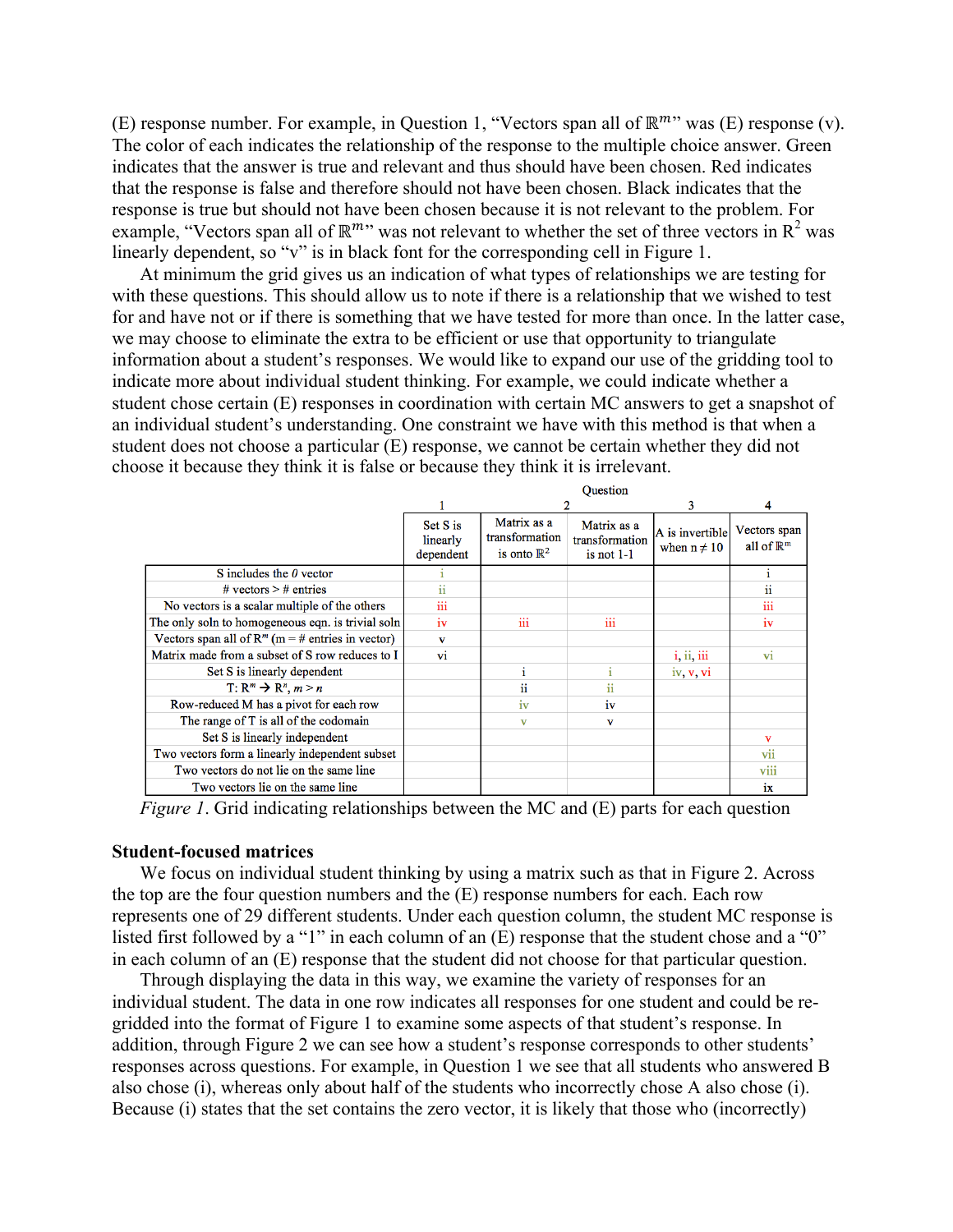(E) response number. For example, in Question 1, "Vectors span all of $\mathbb{R}^m$" was (E) response (v). The color of each indicates the relationship of the response to the multiple choice answer. Green indicates that the answer is true and relevant and thus should have been chosen. Red indicates that the response is false and therefore should not have been chosen. Black indicates that the response is true but should not have been chosen because it is not relevant to the problem. For example, "Vectors span all of $\mathbb{R}^m$" was not relevant to whether the set of three vectors in $\mathbb{R}^2$ was linearly dependent, so "v" is in black font for the corresponding cell in Figure 1.

At minimum the grid gives us an indication of what types of relationships we are testing for with these questions. This should allow us to note if there is a relationship that we wished to test for and have not or if there is something that we have tested for more than once. In the latter case, we may choose to eliminate the extra to be efficient or use that opportunity to triangulate information about a student's responses. We would like to expand our use of the gridding tool to indicate more about individual student thinking. For example, we could indicate whether a student chose certain (E) responses in coordination with certain MC answers to get a snapshot of an individual student's understanding. One constraint we have with this method is that when a student does not choose a particular (E) response, we cannot be certain whether they did not choose it because they think it is false or because they think it is irrelevant.

| | Question 1 | 2 | | 3 | 4 |
|---|---|---|---|---|---|
| | Set S is linearly dependent | Matrix as a transformation is onto $\mathbb{R}^2$ | Matrix as a transformation is not 1-1 | A is invertible when $n \neq 10$ | Vectors span all of $\mathbb{R}^m$ |
| S includes the *0* vector | i | | | | i |
| # vectors > # entries | ii | | | | ii |
| No vectors is a scalar multiple of the others | iii | | | | iii |
| The only soln to homogeneous eqn. is trivial soln | iv | iii | iii | | iv |
| Vectors span all of $\mathbb{R}^m$ (m = # entries in vector) | v | | | | |
| Matrix made from a subset of S row reduces to I | vi | | | i, ii, iii | vi |
| Set S is linearly dependent | | i | i | iv, v, vi | |
| T: $\mathbb{R}^m \rightarrow \mathbb{R}^n$, $m > n$ | | ii | ii | | |
| Row-reduced M has a pivot for each row | | iv | iv | | |
| The range of T is all of the codomain | | v | v | | |
| Set S is linearly independent | | | | | v |
| Two vectors form a linearly independent subset | | | | | vii |
| Two vectors do not lie on the same line | | | | | viii |
| Two vectors lie on the same line | | | | | ix |

*Figure 1*. Grid indicating relationships between the MC and (E) parts for each question

**Student-focused matrices**

We focus on individual student thinking by using a matrix such as that in Figure 2. Across the top are the four question numbers and the (E) response numbers for each. Each row represents one of 29 different students. Under each question column, the student MC response is listed first followed by a "1" in each column of an (E) response that the student chose and a "0" in each column of an (E) response that the student did not choose for that particular question.

Through displaying the data in this way, we examine the variety of responses for an individual student. The data in one row indicates all responses for one student and could be re-gridded into the format of Figure 1 to examine some aspects of that student's response. In addition, through Figure 2 we can see how a student's response corresponds to other students' responses across questions. For example, in Question 1 we see that all students who answered B also chose (i), whereas only about half of the students who incorrectly chose A also chose (i). Because (i) states that the set contains the zero vector, it is likely that those who (incorrectly)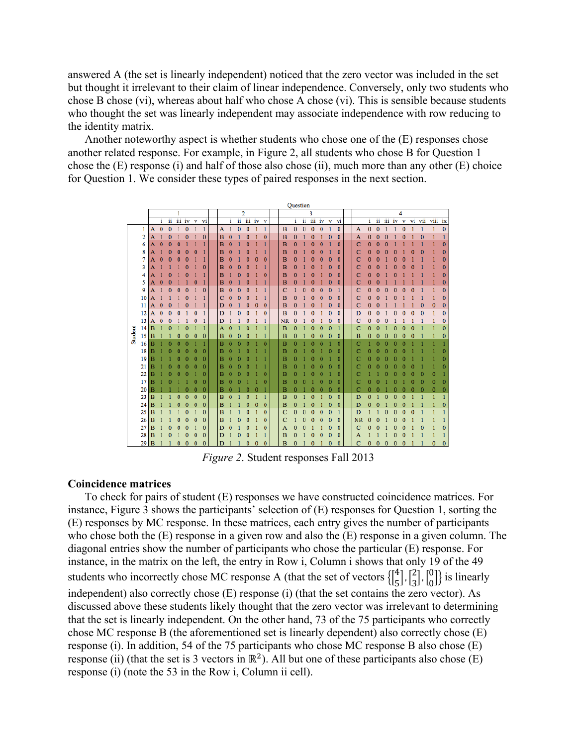answered A (the set is linearly independent) noticed that the zero vector was included in the set but thought it irrelevant to their claim of linear independence. Conversely, only two students who chose B chose (vi), whereas about half who chose A chose (vi). This is sensible because students who thought the set was linearly independent may associate independence with row reducing to the identity matrix.

Another noteworthy aspect is whether students who chose one of the (E) responses chose another related response. For example, in Figure 2, all students who chose B for Question 1 chose the (E) response (i) and half of those also chose (ii), much more than any other (E) choice for Question 1. We consider these types of paired responses in the next section.

| Student | Q1 | | | | | | | Q2 | | | | | | Q3 | | | | | | | Q4 | | | | | | | | | |
|---|---|---|---|---|---|---|---|---|---|---|---|---|---|---|---|---|---|---|---|---|---|---|---|---|---|---|---|---|---|---|
| | | i | ii | iii | iv | v | vi | | i | ii | iii | iv | v | | i | ii | iii | iv | v | vi | | i | ii | iii | iv | v | vi | vii | viii | ix |
| 1 | A | 0 | 0 | 1 | 0 | 1 | 1 | A | 1 | 0 | 0 | 1 | 1 | B | 0 | 0 | 0 | 0 | 1 | 0 | A | 0 | 0 | 1 | 1 | 0 | 1 | 1 | 1 | 0 |
| 2 | A | 1 | 0 | 1 | 0 | 1 | 0 | B | 0 | 1 | 0 | 1 | 0 | B | 0 | 1 | 0 | 1 | 0 | 0 | A | 0 | 0 | 0 | 1 | 0 | 1 | 0 | 1 | 1 |
| 6 | A | 0 | 0 | 0 | 1 | 1 | 1 | B | 0 | 1 | 0 | 1 | 1 | B | 0 | 1 | 0 | 0 | 1 | 0 | C | 0 | 0 | 0 | 1 | 1 | 1 | 1 | 1 | 0 |
| 8 | A | 1 | 0 | 0 | 0 | 0 | 1 | B | 0 | 1 | 0 | 1 | 1 | B | 0 | 1 | 0 | 0 | 1 | 0 | C | 0 | 0 | 0 | 0 | 1 | 0 | 0 | 1 | 0 |
| 7 | A | 0 | 0 | 0 | 0 | 1 | 1 | B | 0 | 1 | 0 | 0 | 0 | B | 0 | 1 | 0 | 0 | 0 | 0 | C | 0 | 0 | 1 | 0 | 0 | 1 | 1 | 1 | 0 |
| 3 | A | 1 | 1 | 1 | 0 | 1 | 0 | B | 0 | 0 | 0 | 1 | 1 | B | 0 | 1 | 0 | 1 | 0 | 0 | C | 0 | 0 | 1 | 0 | 0 | 0 | 1 | 1 | 0 |
| 4 | A | 1 | 0 | 1 | 0 | 1 | 1 | B | 1 | 0 | 0 | 1 | 0 | B | 0 | 1 | 0 | 1 | 0 | 0 | C | 0 | 0 | 1 | 0 | 1 | 1 | 1 | 1 | 0 |
| 5 | A | 0 | 0 | 1 | 1 | 0 | 1 | B | 0 | 1 | 0 | 1 | 1 | B | 0 | 1 | 0 | 1 | 0 | 0 | C | 0 | 0 | 1 | 1 | 1 | 1 | 1 | 1 | 0 |
| 9 | A | 1 | 0 | 0 | 0 | 1 | 0 | B | 0 | 0 | 0 | 1 | 1 | C | 1 | 0 | 0 | 0 | 0 | 1 | C | 0 | 0 | 0 | 0 | 0 | 0 | 1 | 1 | 0 |
| 10 | A | 1 | 1 | 1 | 0 | 1 | 1 | C | 0 | 0 | 0 | 1 | 1 | B | 0 | 1 | 0 | 0 | 0 | 0 | C | 0 | 0 | 1 | 0 | 1 | 1 | 1 | 1 | 0 |
| 11 | A | 0 | 0 | 1 | 0 | 1 | 1 | D | 0 | 1 | 0 | 0 | 0 | B | 0 | 1 | 0 | 1 | 0 | 0 | C | 0 | 0 | 1 | 1 | 1 | 1 | 0 | 0 | 0 |
| 12 | A | 0 | 0 | 0 | 1 | 0 | 1 | D | 1 | 0 | 0 | 1 | 0 | B | 0 | 1 | 0 | 1 | 0 | 0 | D | 0 | 0 | 1 | 0 | 0 | 0 | 0 | 1 | 0 |
| 13 | A | 0 | 0 | 1 | 1 | 0 | 1 | D | 1 | 1 | 0 | 1 | 1 | NR | 0 | 1 | 0 | 1 | 0 | 0 | C | 0 | 0 | 0 | 1 | 1 | 1 | 1 | 1 | 0 |
| 14 | B | 1 | 0 | 1 | 0 | 1 | 1 | A | 0 | 1 | 0 | 1 | 1 | B | 0 | 1 | 0 | 0 | 0 | 1 | C | 0 | 0 | 1 | 0 | 0 | 0 | 1 | 1 | 0 |
| 15 | B | 1 | 1 | 0 | 0 | 0 | 0 | B | 0 | 0 | 0 | 1 | 1 | B | 0 | 1 | 0 | 0 | 0 | 0 | B | 0 | 0 | 0 | 0 | 0 | 0 | 1 | 1 | 0 |
| 16 | B | 1 | 0 | 0 | 0 | 1 | 1 | B | 0 | 0 | 0 | 1 | 0 | B | 0 | 1 | 0 | 0 | 1 | 0 | C | 1 | 0 | 0 | 0 | 0 | 1 | 1 | 1 | 1 |
| 18 | B | 1 | 0 | 0 | 0 | 0 | 0 | B | 0 | 1 | 0 | 1 | 1 | B | 0 | 1 | 0 | 1 | 0 | 0 | C | 0 | 0 | 0 | 0 | 0 | 1 | 1 | 1 | 0 |
| 19 | B | 1 | 1 | 0 | 0 | 0 | 0 | B | 0 | 0 | 0 | 1 | 1 | B | 0 | 1 | 0 | 0 | 1 | 0 | C | 0 | 0 | 0 | 0 | 0 | 1 | 1 | 1 | 0 |
| 21 | B | 1 | 0 | 0 | 0 | 0 | 0 | B | 0 | 0 | 0 | 1 | 1 | B | 0 | 1 | 0 | 0 | 0 | 0 | C | 0 | 0 | 0 | 0 | 0 | 0 | 1 | 1 | 0 |
| 22 | B | 1 | 0 | 0 | 0 | 1 | 0 | B | 0 | 0 | 0 | 1 | 0 | B | 0 | 1 | 0 | 0 | 1 | 0 | C | 1 | 1 | 0 | 0 | 0 | 0 | 0 | 0 | 1 |
| 17 | B | 1 | 0 | 1 | 1 | 0 | 0 | B | 0 | 0 | 1 | 1 | 0 | B | 0 | 0 | 1 | 0 | 0 | 0 | C | 0 | 0 | 1 | 0 | 1 | 0 | 0 | 0 | 0 |
| 20 | B | 1 | 1 | 1 | 0 | 0 | 0 | B | 0 | 1 | 0 | 0 | 1 | B | 0 | 1 | 0 | 0 | 0 | 0 | C | 0 | 0 | 1 | 0 | 0 | 0 | 0 | 0 | 0 |
| 23 | B | 1 | 1 | 0 | 0 | 0 | 0 | B | 0 | 1 | 0 | 1 | 1 | B | 0 | 1 | 0 | 1 | 0 | 0 | D | 0 | 1 | 0 | 0 | 0 | 1 | 1 | 1 | 1 |
| 24 | B | 1 | 1 | 0 | 0 | 0 | 0 | B | 1 | 1 | 0 | 0 | 0 | B | 0 | 1 | 0 | 1 | 0 | 0 | D | 0 | 0 | 1 | 0 | 0 | 1 | 1 | 1 | 0 |
| 25 | B | 1 | 1 | 1 | 0 | 1 | 0 | B | 1 | 1 | 0 | 1 | 0 | C | 0 | 0 | 0 | 0 | 0 | 1 | D | 1 | 1 | 0 | 0 | 0 | 0 | 1 | 1 | 1 |
| 26 | B | 1 | 1 | 0 | 0 | 0 | 0 | B | 1 | 0 | 0 | 1 | 0 | C | 1 | 0 | 0 | 0 | 0 | 0 | NR | 0 | 0 | 1 | 0 | 0 | 1 | 1 | 1 | 1 |
| 27 | B | 1 | 0 | 0 | 0 | 1 | 0 | D | 0 | 1 | 0 | 1 | 0 | A | 0 | 0 | 1 | 1 | 0 | 0 | C | 0 | 0 | 1 | 0 | 0 | 1 | 0 | 1 | 0 |
| 28 | B | 1 | 0 | 1 | 0 | 0 | 0 | D | 1 | 0 | 0 | 1 | 1 | B | 0 | 1 | 0 | 0 | 0 | 0 | A | 1 | 1 | 1 | 0 | 0 | 1 | 1 | 1 | 1 |
| 29 | B | 1 | 1 | 0 | 0 | 0 | 0 | D | 1 | 1 | 0 | 0 | 0 | B | 0 | 1 | 0 | 1 | 0 | 0 | C | 0 | 0 | 0 | 0 | 0 | 1 | 1 | 0 | 0 |

*Figure 2*. Student responses Fall 2013

**Coincidence matrices**

To check for pairs of student (E) responses we have constructed coincidence matrices. For instance, Figure 3 shows the participants' selection of (E) responses for Question 1, sorting the (E) responses by MC response. In these matrices, each entry gives the number of participants who chose both the (E) response in a given row and also the (E) response in a given column. The diagonal entries show the number of participants who chose the particular (E) response. For instance, in the matrix on the left, the entry in Row i, Column i shows that only 19 of the 49 students who incorrectly chose MC response A (that the set of vectors $\left\{\begin{bmatrix}4\\5\end{bmatrix}, \begin{bmatrix}2\\3\end{bmatrix}, \begin{bmatrix}0\\0\end{bmatrix}\right\}$ is linearly independent) also correctly chose (E) response (i) (that the set contains the zero vector). As discussed above these students likely thought that the zero vector was irrelevant to determining that the set is linearly independent. On the other hand, 73 of the 75 participants who correctly chose MC response B (the aforementioned set is linearly dependent) also correctly chose (E) response (i). In addition, 54 of the 75 participants who chose MC response B also chose (E) response (ii) (that the set is 3 vectors in $\mathbb{R}^2$). All but one of these participants also chose (E) response (i) (note the 53 in the Row i, Column ii cell).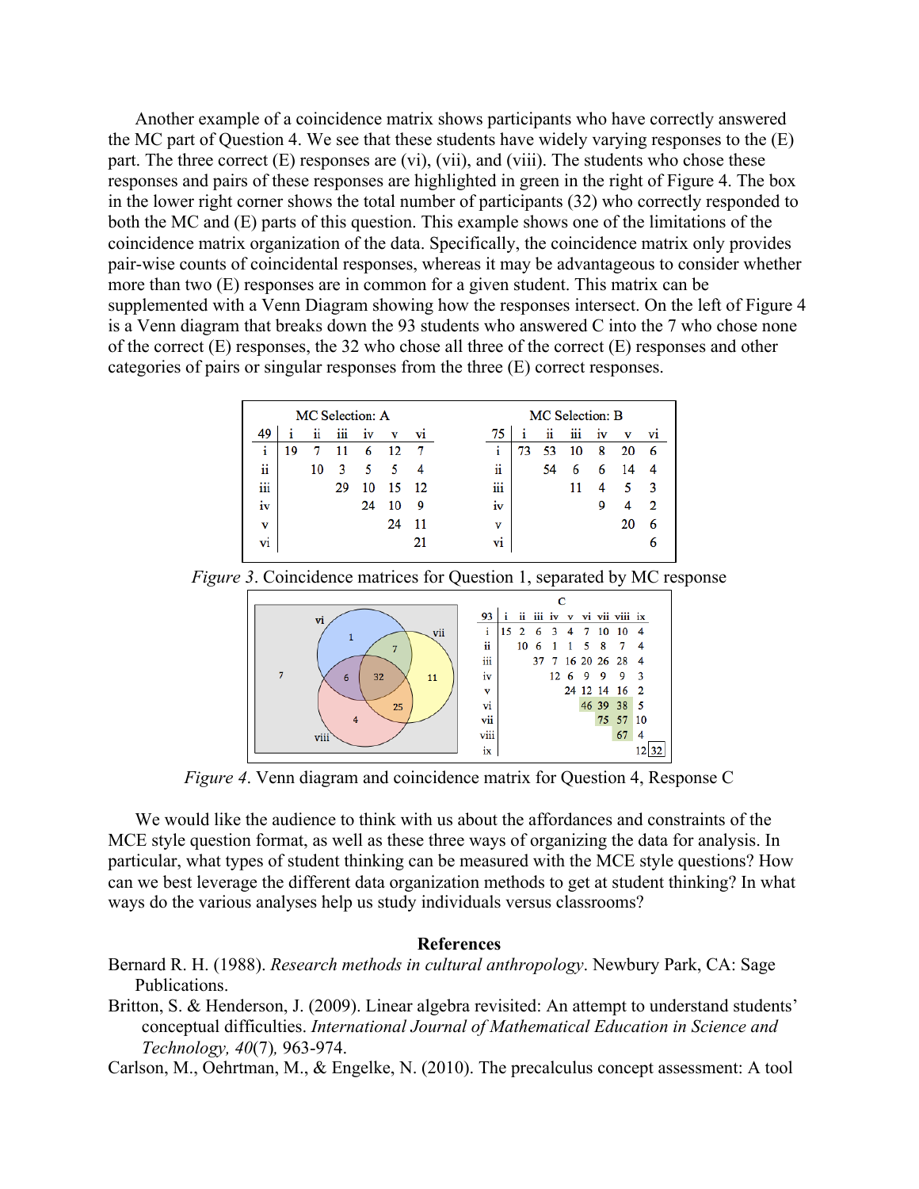Another example of a coincidence matrix shows participants who have correctly answered the MC part of Question 4. We see that these students have widely varying responses to the (E) part. The three correct (E) responses are (vi), (vii), and (viii). The students who chose these responses and pairs of these responses are highlighted in green in the right of Figure 4. The box in the lower right corner shows the total number of participants (32) who correctly responded to both the MC and (E) parts of this question. This example shows one of the limitations of the coincidence matrix organization of the data. Specifically, the coincidence matrix only provides pair-wise counts of coincidental responses, whereas it may be advantageous to consider whether more than two (E) responses are in common for a given student. This matrix can be supplemented with a Venn Diagram showing how the responses intersect. On the left of Figure 4 is a Venn diagram that breaks down the 93 students who answered C into the 7 who chose none of the correct (E) responses, the 32 who chose all three of the correct (E) responses and other categories of pairs or singular responses from the three (E) correct responses.

MC Selection: A

| 49 | i | ii | iii | iv | v | vi |
|---|---|---|---|---|---|---|
| i | 19 | 7 | 11 | 6 | 12 | 7 |
| ii | | 10 | 3 | 5 | 5 | 4 |
| iii | | | 29 | 10 | 15 | 12 |
| iv | | | | 24 | 10 | 9 |
| v | | | | | 24 | 11 |
| vi | | | | | | 21 |

MC Selection: B

| 75 | i | ii | iii | iv | v | vi |
|---|---|---|---|---|---|---|
| i | 73 | 53 | 10 | 8 | 20 | 6 |
| ii | | 54 | 6 | 6 | 14 | 4 |
| iii | | | 11 | 4 | 5 | 3 |
| iv | | | | 9 | 4 | 2 |
| v | | | | | 20 | 6 |
| vi | | | | | | 6 |

*Figure 3*. Coincidence matrices for Question 1, separated by MC response

C

| 93 | i | ii | iii | iv | v | vi | vii | viii | ix |
|---|---|---|---|---|---|---|---|---|---|
| i | 15 | 2 | 6 | 3 | 4 | 7 | 10 | 10 | 4 |
| ii | | 10 | 6 | 1 | 1 | 5 | 8 | 7 | 4 |
| iii | | | 37 | 7 | 16 | 20 | 26 | 28 | 4 |
| iv | | | | 12 | 6 | 9 | 9 | 9 | 3 |
| v | | | | | 24 | 12 | 14 | 16 | 2 |
| vi | | | | | | 46 | 39 | 38 | 5 |
| vii | | | | | | | 75 | 57 | 10 |
| viii | | | | | | | | 67 | 4 |
| ix | | | | | | | | | 12 | 32 |

*Figure 4*. Venn diagram and coincidence matrix for Question 4, Response C

We would like the audience to think with us about the affordances and constraints of the MCE style question format, as well as these three ways of organizing the data for analysis. In particular, what types of student thinking can be measured with the MCE style questions? How can we best leverage the different data organization methods to get at student thinking? In what ways do the various analyses help us study individuals versus classrooms?

## References

Bernard R. H. (1988). *Research methods in cultural anthropology*. Newbury Park, CA: Sage Publications.

Britton, S. & Henderson, J. (2009). Linear algebra revisited: An attempt to understand students' conceptual difficulties. *International Journal of Mathematical Education in Science and Technology, 40*(7), 963-974.

Carlson, M., Oehrtman, M., & Engelke, N. (2010). The precalculus concept assessment: A tool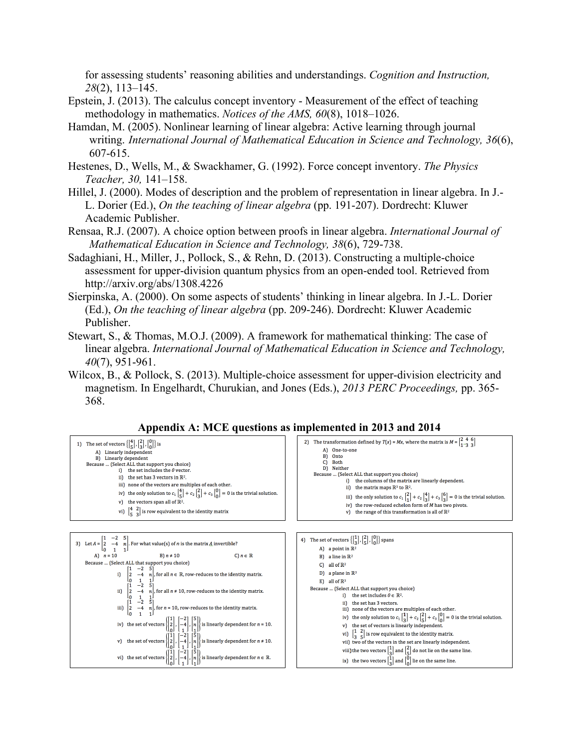for assessing students' reasoning abilities and understandings. *Cognition and Instruction, 28*(2), 113–145.

Epstein, J. (2013). The calculus concept inventory - Measurement of the effect of teaching methodology in mathematics. *Notices of the AMS, 60*(8), 1018–1026.

Hamdan, M. (2005). Nonlinear learning of linear algebra: Active learning through journal writing. *International Journal of Mathematical Education in Science and Technology, 36*(6), 607-615.

Hestenes, D., Wells, M., & Swackhamer, G. (1992). Force concept inventory. *The Physics Teacher, 30,* 141–158.

Hillel, J. (2000). Modes of description and the problem of representation in linear algebra. In J.-L. Dorier (Ed.), *On the teaching of linear algebra* (pp. 191-207). Dordrecht: Kluwer Academic Publisher.

Rensaa, R.J. (2007). A choice option between proofs in linear algebra. *International Journal of Mathematical Education in Science and Technology, 38*(6), 729-738.

Sadaghiani, H., Miller, J., Pollock, S., & Rehn, D. (2013). Constructing a multiple-choice assessment for upper-division quantum physics from an open-ended tool. Retrieved from http://arxiv.org/abs/1308.4226

Sierpinska, A. (2000). On some aspects of students' thinking in linear algebra. In J.-L. Dorier (Ed.), *On the teaching of linear algebra* (pp. 209-246). Dordrecht: Kluwer Academic Publisher.

Stewart, S., & Thomas, M.O.J. (2009). A framework for mathematical thinking: The case of linear algebra. *International Journal of Mathematical Education in Science and Technology, 40*(7), 951-961.

Wilcox, B., & Pollock, S. (2013). Multiple-choice assessment for upper-division electricity and magnetism. In Engelhardt, Churukian, and Jones (Eds.), *2013 PERC Proceedings,* pp. 365-368.

## Appendix A: MCE questions as implemented in 2013 and 2014

1) The set of vectors $\left\{\begin{bmatrix}4\\5\end{bmatrix}, \begin{bmatrix}2\\3\end{bmatrix}, \begin{bmatrix}0\\0\end{bmatrix}\right\}$ is

A) Linearly independent
B) Linearly dependent

Because ... (Select ALL that support you choice)

i) the set includes the $0$ vector.
ii) the set has 3 vectors in $\mathbb{R}^2$.
iii) none of the vectors are multiples of each other.
iv) the only solution to $c_1\begin{bmatrix}4\\5\end{bmatrix} + c_2\begin{bmatrix}2\\3\end{bmatrix} + c_3\begin{bmatrix}0\\0\end{bmatrix} = 0$ is the trivial solution.
v) the vectors span all of $\mathbb{R}^2$.
vi) $\begin{bmatrix}4 & 2\\5 & 3\end{bmatrix}$ is row equivalent to the identity matrix

2) The transformation defined by $T(x) = Mx$, where the matrix is $M = \begin{bmatrix}2 & 4 & 6\\1 & -3 & 3\end{bmatrix}$

A) One-to-one
B) Onto
C) Both
D) Neither

Because ... (Select ALL that support you choice)

i) the columns of the matrix are linearly dependent.
ii) the matrix maps $\mathbb{R}^3$ to $\mathbb{R}^2$.
iii) the only solution to $c_1\begin{bmatrix}2\\1\end{bmatrix} + c_2\begin{bmatrix}4\\3\end{bmatrix} + c_3\begin{bmatrix}6\\3\end{bmatrix} = 0$ is the trivial solution.
iv) the row-reduced echelon form of $M$ has two pivots.
v) the range of this transformation is all of $\mathbb{R}^2$

3) Let $A = \begin{bmatrix}1 & -2 & 5\\2 & -4 & n\\0 & 1 & 1\end{bmatrix}$. For what value(s) of $n$ is the matrix $A$ invertible?

A) $n = 10$ B) $n \neq 10$ C) $n \in \mathbb{R}$

Because ... (Select ALL that support you choice)

i) $\begin{bmatrix}1 & -2 & 5\\2 & -4 & n\\0 & 1 & 1\end{bmatrix}$, for all $n \in \mathbb{R}$, row-reduces to the identity matrix.
ii) $\begin{bmatrix}1 & -2 & 5\\2 & -4 & n\\0 & 1 & 1\end{bmatrix}$, for all $n \neq 10$, row-reduces to the identity matrix.
iii) $\begin{bmatrix}1 & -2 & 5\\2 & -4 & n\\0 & 1 & 1\end{bmatrix}$, for $n = 10$, row-reduces to the identity matrix.
iv) the set of vectors $\left\{\begin{bmatrix}1\\2\\0\end{bmatrix}, \begin{bmatrix}-2\\-4\\1\end{bmatrix}, \begin{bmatrix}5\\n\\1\end{bmatrix}\right\}$ is linearly dependent for $n = 10$.
v) the set of vectors $\left\{\begin{bmatrix}1\\2\\0\end{bmatrix}, \begin{bmatrix}-2\\-4\\1\end{bmatrix}, \begin{bmatrix}5\\n\\1\end{bmatrix}\right\}$ is linearly dependent for $n \neq 10$.
vi) the set of vectors $\left\{\begin{bmatrix}1\\2\\0\end{bmatrix}, \begin{bmatrix}-2\\-4\\1\end{bmatrix}, \begin{bmatrix}5\\n\\1\end{bmatrix}\right\}$ is linearly dependent for $n \in \mathbb{R}$.

4) The set of vectors $\left\{\begin{bmatrix}1\\3\end{bmatrix}, \begin{bmatrix}2\\5\end{bmatrix}, \begin{bmatrix}0\\0\end{bmatrix}\right\}$ spans

A) a point in $\mathbb{R}^2$
B) a line in $\mathbb{R}^2$
C) all of $\mathbb{R}^2$
D) a plane in $\mathbb{R}^3$
E) all of $\mathbb{R}^3$

Because ... (Select ALL that support you choice)

i) the set includes $0 \in \mathbb{R}^2$.
ii) the set has 3 vectors.
iii) none of the vectors are multiples of each other.
iv) the only solution to $c_1\begin{bmatrix}1\\3\end{bmatrix} + c_2\begin{bmatrix}2\\5\end{bmatrix} + c_3\begin{bmatrix}0\\0\end{bmatrix} = 0$ is the trivial solution.
v) the set of vectors is linearly independent.
vi) $\begin{bmatrix}1 & 2\\3 & 5\end{bmatrix}$ is row equivalent to the identity matrix.
vii) two of the vectors in the set are linearly independent.
viii) the two vectors $\begin{bmatrix}1\\3\end{bmatrix}$ and $\begin{bmatrix}2\\5\end{bmatrix}$ do not lie on the same line.
ix) the two vectors $\begin{bmatrix}1\\3\end{bmatrix}$ and $\begin{bmatrix}0\\0\end{bmatrix}$ lie on the same line.